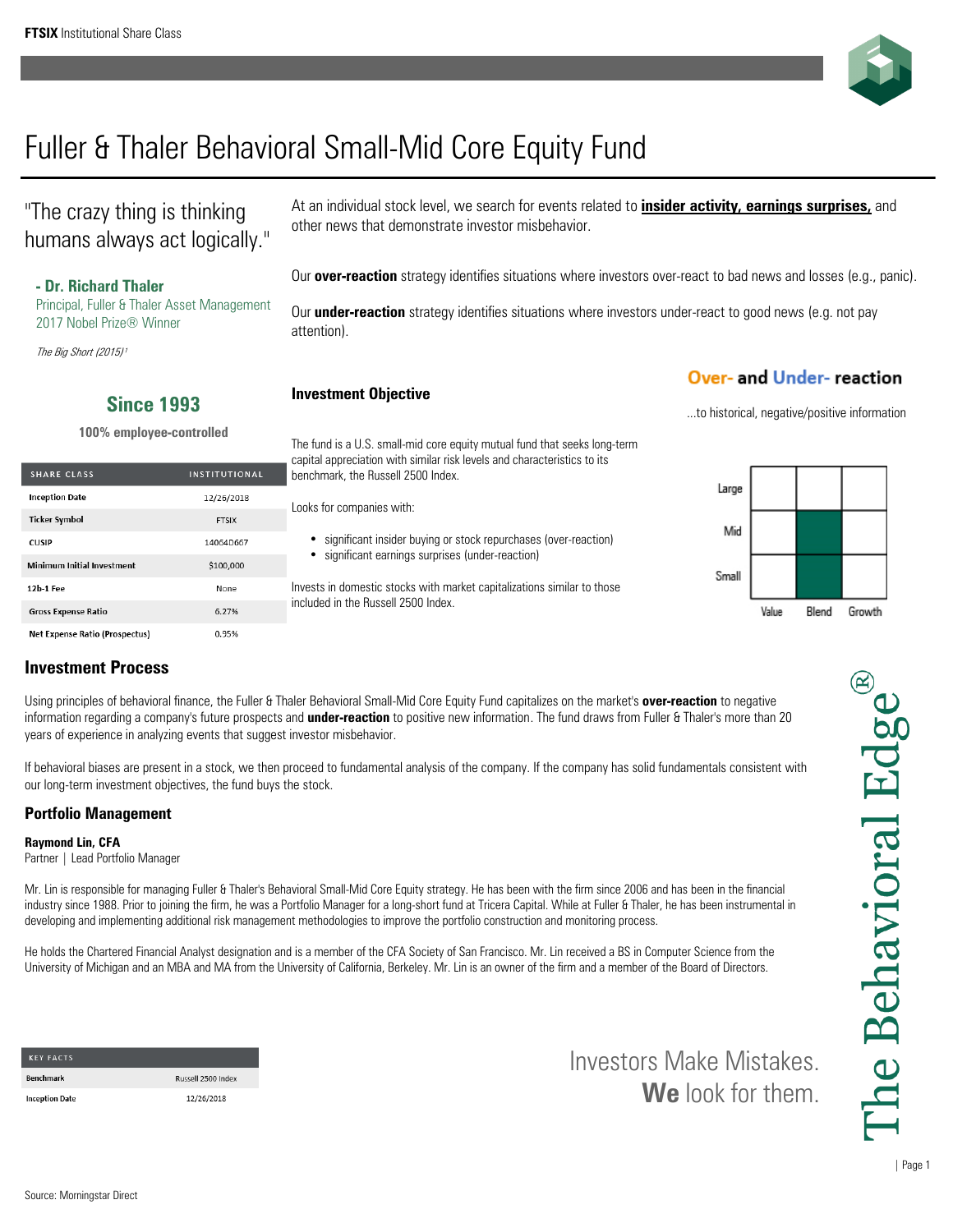**FTSIX** Institutional Share Class

# Fuller & Thaler Behavioral Small-Mid Core Equity Fund

"The crazy thing is thinking humans always act logically."

**- Dr. Richard Thaler**
Principal, Fuller & Thaler Asset Management
2017 Nobel Prize® Winner

*The Big Short (2015)*[1]

At an individual stock level, we search for events related to **insider activity, earnings surprises,** and other news that demonstrate investor misbehavior.

Our **over-reaction** strategy identifies situations where investors over-react to bad news and losses (e.g., panic).

Our **under-reaction** strategy identifies situations where investors under-react to good news (e.g. not pay attention).

## Since 1993

**100% employee-controlled**

| SHARE CLASS | INSTITUTIONAL |
|---|---|
| Inception Date | 12/26/2018 |
| Ticker Symbol | FTSIX |
| CUSIP | 14064D667 |
| Minimum Initial Investment | $100,000 |
| 12b-1 Fee | None |
| Gross Expense Ratio | 6.27% |
| Net Expense Ratio (Prospectus) | 0.95% |

### Investment Objective

The fund is a U.S. small-mid core equity mutual fund that seeks long-term capital appreciation with similar risk levels and characteristics to its benchmark, the Russell 2500 Index.

Looks for companies with:

- significant insider buying or stock repurchases (over-reaction)
- significant earnings surprises (under-reaction)

Invests in domestic stocks with market capitalizations similar to those included in the Russell 2500 Index.

**Over- and Under- reaction**

...to historical, negative/positive information

Large
Mid
Small
Value
Blend
Growth

## Investment Process

Using principles of behavioral finance, the Fuller & Thaler Behavioral Small-Mid Core Equity Fund capitalizes on the market's **over-reaction** to negative information regarding a company's future prospects and **under-reaction** to positive new information. The fund draws from Fuller & Thaler's more than 20 years of experience in analyzing events that suggest investor misbehavior.

If behavioral biases are present in a stock, we then proceed to fundamental analysis of the company. If the company has solid fundamentals consistent with our long-term investment objectives, the fund buys the stock.

### Portfolio Management

**Raymond Lin, CFA**
Partner | Lead Portfolio Manager

Mr. Lin is responsible for managing Fuller & Thaler's Behavioral Small-Mid Core Equity strategy. He has been with the firm since 2006 and has been in the financial industry since 1988. Prior to joining the firm, he was a Portfolio Manager for a long-short fund at Tricera Capital. While at Fuller & Thaler, he has been instrumental in developing and implementing additional risk management methodologies to improve the portfolio construction and monitoring process.

He holds the Chartered Financial Analyst designation and is a member of the CFA Society of San Francisco. Mr. Lin received a BS in Computer Science from the University of Michigan and an MBA and MA from the University of California, Berkeley. Mr. Lin is an owner of the firm and a member of the Board of Directors.

| KEY FACTS | |
|---|---|
| Benchmark | Russell 2500 Index |
| Inception Date | 12/26/2018 |

Investors Make Mistakes.
**We** look for them.

The Behavioral Edge®

Source: Morningstar Direct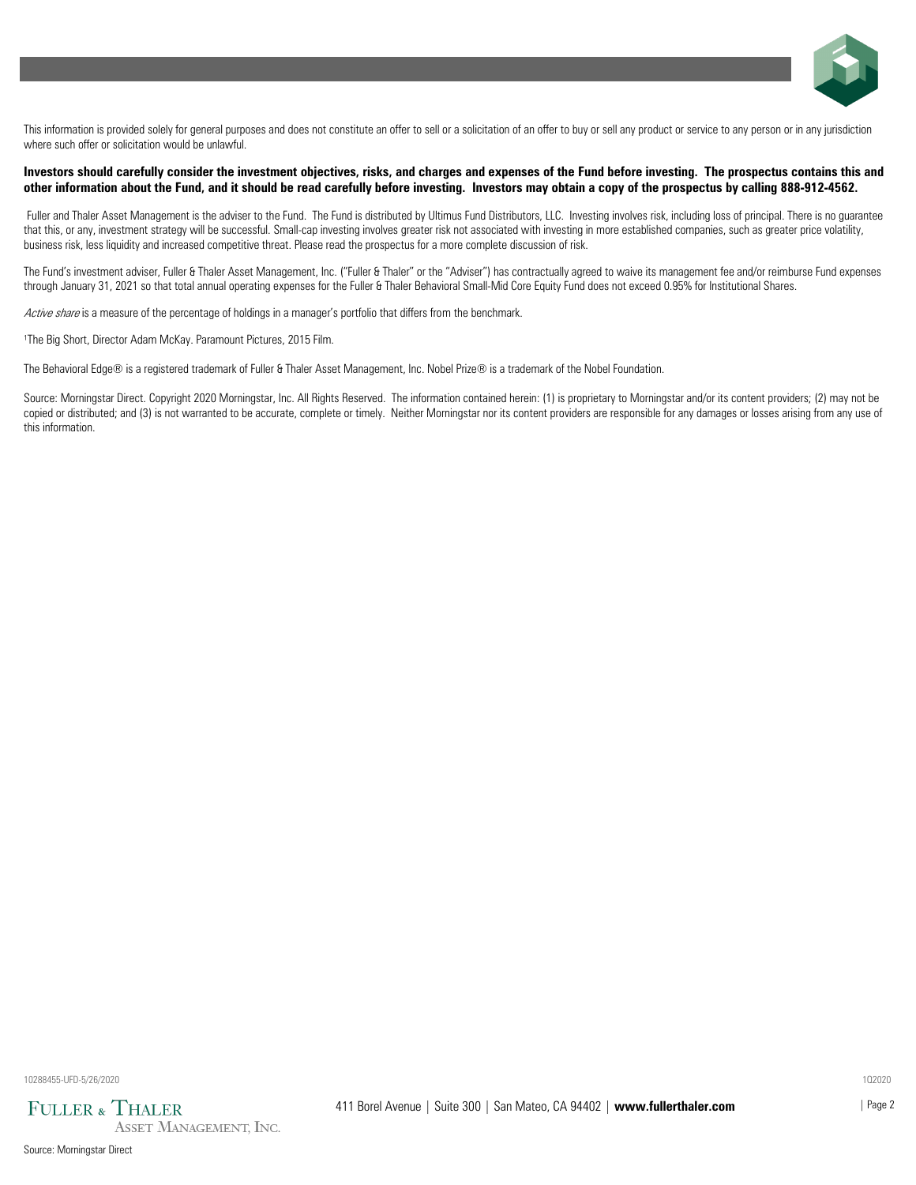This information is provided solely for general purposes and does not constitute an offer to sell or a solicitation of an offer to buy or sell any product or service to any person or in any jurisdiction where such offer or solicitation would be unlawful.

**Investors should carefully consider the investment objectives, risks, and charges and expenses of the Fund before investing. The prospectus contains this and other information about the Fund, and it should be read carefully before investing. Investors may obtain a copy of the prospectus by calling 888-912-4562.**

Fuller and Thaler Asset Management is the adviser to the Fund. The Fund is distributed by Ultimus Fund Distributors, LLC. Investing involves risk, including loss of principal. There is no guarantee that this, or any, investment strategy will be successful. Small-cap investing involves greater risk not associated with investing in more established companies, such as greater price volatility, business risk, less liquidity and increased competitive threat. Please read the prospectus for a more complete discussion of risk.

The Fund's investment adviser, Fuller & Thaler Asset Management, Inc. ("Fuller & Thaler" or the "Adviser") has contractually agreed to waive its management fee and/or reimburse Fund expenses through January 31, 2021 so that total annual operating expenses for the Fuller & Thaler Behavioral Small-Mid Core Equity Fund does not exceed 0.95% for Institutional Shares.

*Active share* is a measure of the percentage of holdings in a manager's portfolio that differs from the benchmark.

[1]The Big Short, Director Adam McKay. Paramount Pictures, 2015 Film.

The Behavioral Edge® is a registered trademark of Fuller & Thaler Asset Management, Inc. Nobel Prize® is a trademark of the Nobel Foundation.

Source: Morningstar Direct. Copyright 2020 Morningstar, Inc. All Rights Reserved. The information contained herein: (1) is proprietary to Morningstar and/or its content providers; (2) may not be copied or distributed; and (3) is not warranted to be accurate, complete or timely. Neither Morningstar nor its content providers are responsible for any damages or losses arising from any use of this information.

10288455-UFD-5/26/2020

1Q2020

FULLER & THALER ASSET MANAGEMENT, INC.

411 Borel Avenue | Suite 300 | San Mateo, CA 94402 | **www.fullerthaler.com**

Source: Morningstar Direct